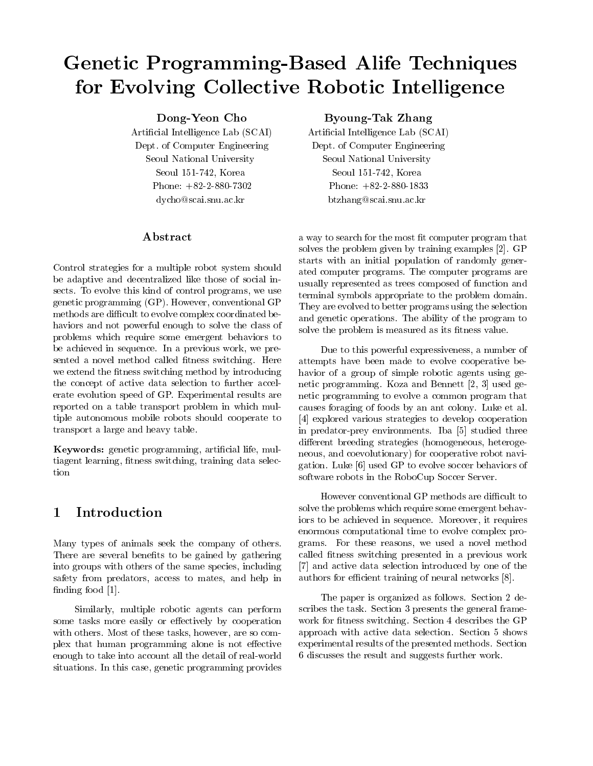# Genetic Programming-Based Alife Techniques for Evolving Collective Robotic Intelligence

**Dong-Yeon Cho**
Artificial Intelligence Lab (SCAI)
Dept. of Computer Engineering
Seoul National University
Seoul 151-742, Korea
Phone: +82-2-880-7302
dycho@scai.snu.ac.kr

**Byoung-Tak Zhang**
Artificial Intelligence Lab (SCAI)
Dept. of Computer Engineering
Seoul National University
Seoul 151-742, Korea
Phone: +82-2-880-1833
btzhang@scai.snu.ac.kr

## Abstract

Control strategies for a multiple robot system should be adaptive and decentralized like those of social insects. To evolve this kind of control programs, we use genetic programming (GP). However, conventional GP methods are difficult to evolve complex coordinated behaviors and not powerful enough to solve the class of problems which require some emergent behaviors to be achieved in sequence. In a previous work, we presented a novel method called fitness switching. Here we extend the fitness switching method by introducing the concept of active data selection to further accelerate evolution speed of GP. Experimental results are reported on a table transport problem in which multiple autonomous mobile robots should cooperate to transport a large and heavy table.

**Keywords:** genetic programming, artificial life, multiagent learning, fitness switching, training data selection

## 1 Introduction

Many types of animals seek the company of others. There are several benefits to be gained by gathering into groups with others of the same species, including safety from predators, access to mates, and help in finding food [1].

Similarly, multiple robotic agents can perform some tasks more easily or effectively by cooperation with others. Most of these tasks, however, are so complex that human programming alone is not effective enough to take into account all the detail of real-world situations. In this case, genetic programming provides a way to search for the most fit computer program that solves the problem given by training examples [2]. GP starts with an initial population of randomly generated computer programs. The computer programs are usually represented as trees composed of function and terminal symbols appropriate to the problem domain. They are evolved to better programs using the selection and genetic operations. The ability of the program to solve the problem is measured as its fitness value.

Due to this powerful expressiveness, a number of attempts have been made to evolve cooperative behavior of a group of simple robotic agents using genetic programming. Koza and Bennett [2, 3] used genetic programming to evolve a common program that causes foraging of foods by an ant colony. Luke et al. [4] explored various strategies to develop cooperation in predator-prey environments. Iba [5] studied three different breeding strategies (homogeneous, heterogeneous, and coevolutionary) for cooperative robot navigation. Luke [6] used GP to evolve soccer behaviors of software robots in the RoboCup Soccer Server.

However conventional GP methods are difficult to solve the problems which require some emergent behaviors to be achieved in sequence. Moreover, it requires enormous computational time to evolve complex programs. For these reasons, we used a novel method called fitness switching presented in a previous work [7] and active data selection introduced by one of the authors for efficient training of neural networks [8].

The paper is organized as follows. Section 2 describes the task. Section 3 presents the general framework for fitness switching. Section 4 describes the GP approach with active data selection. Section 5 shows experimental results of the presented methods. Section 6 discusses the result and suggests further work.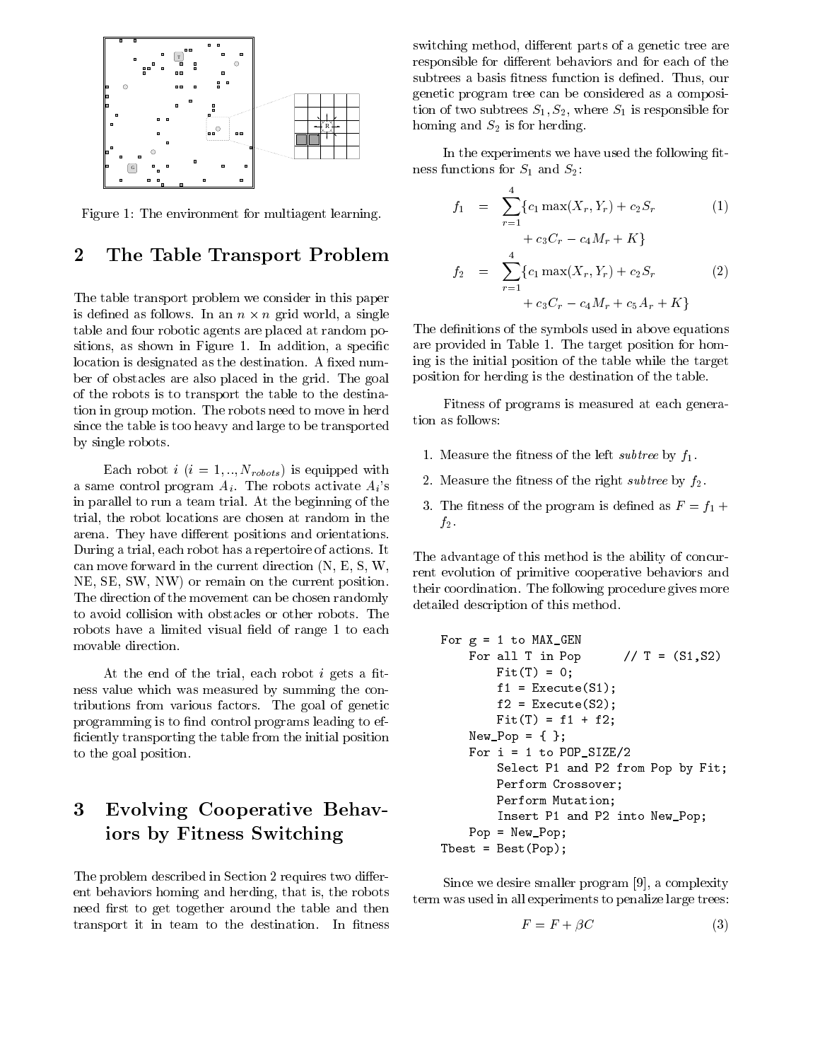Figure 1: The environment for multiagent learning.

## 2 The Table Transport Problem

The table transport problem we consider in this paper is defined as follows. In an $n \times n$ grid world, a single table and four robotic agents are placed at random positions, as shown in Figure 1. In addition, a specific location is designated as the destination. A fixed number of obstacles are also placed in the grid. The goal of the robots is to transport the table to the destination in group motion. The robots need to move in herd since the table is too heavy and large to be transported by single robots.

Each robot $i$ ($i = 1,..,N_{robots}$) is equipped with a same control program $A_i$. The robots activate $A_i$'s in parallel to run a team trial. At the beginning of the trial, the robot locations are chosen at random in the arena. They have different positions and orientations. During a trial, each robot has a repertoire of actions. It can move forward in the current direction (N, E, S, W, NE, SE, SW, NW) or remain on the current position. The direction of the movement can be chosen randomly to avoid collision with obstacles or other robots. The robots have a limited visual field of range 1 to each movable direction.

At the end of the trial, each robot $i$ gets a fitness value which was measured by summing the contributions from various factors. The goal of genetic programming is to find control programs leading to efficiently transporting the table from the initial position to the goal position.

## 3 Evolving Cooperative Behaviors by Fitness Switching

The problem described in Section 2 requires two different behaviors homing and herding, that is, the robots need first to get together around the table and then transport it in team to the destination. In fitness switching method, different parts of a genetic tree are responsible for different behaviors and for each of the subtrees a basis fitness function is defined. Thus, our genetic program tree can be considered as a composition of two subtrees $S_1, S_2$, where $S_1$ is responsible for homing and $S_2$ is for herding.

In the experiments we have used the following fitness functions for $S_1$ and $S_2$:

$$f_1 = \sum_{r=1}^{4} \{ c_1 \max(X_r, Y_r) + c_2 S_r + c_3 C_r - c_4 M_r + K \} \quad (1)$$

$$f_2 = \sum_{r=1}^{4} \{ c_1 \max(X_r, Y_r) + c_2 S_r + c_3 C_r - c_4 M_r + c_5 A_r + K \} \quad (2)$$

The definitions of the symbols used in above equations are provided in Table 1. The target position for homing is the initial position of the table while the target position for herding is the destination of the table.

Fitness of programs is measured at each generation as follows:

1. Measure the fitness of the left *subtree* by $f_1$.
2. Measure the fitness of the right *subtree* by $f_2$.
3. The fitness of the program is defined as $F = f_1 + f_2$.

The advantage of this method is the ability of concurrent evolution of primitive cooperative behaviors and their coordination. The following procedure gives more detailed description of this method.

```
For g = 1 to MAX_GEN
    For all T in Pop        // T = (S1,S2)
        Fit(T) = 0;
        f1 = Execute(S1);
        f2 = Execute(S2);
        Fit(T) = f1 + f2;
    New_Pop = { };
    For i = 1 to POP_SIZE/2
        Select P1 and P2 from Pop by Fit;
        Perform Crossover;
        Perform Mutation;
        Insert P1 and P2 into New_Pop;
    Pop = New_Pop;
Tbest = Best(Pop);
```

Since we desire smaller program [9], a complexity term was used in all experiments to penalize large trees:

$$F = F + \beta C \quad (3)$$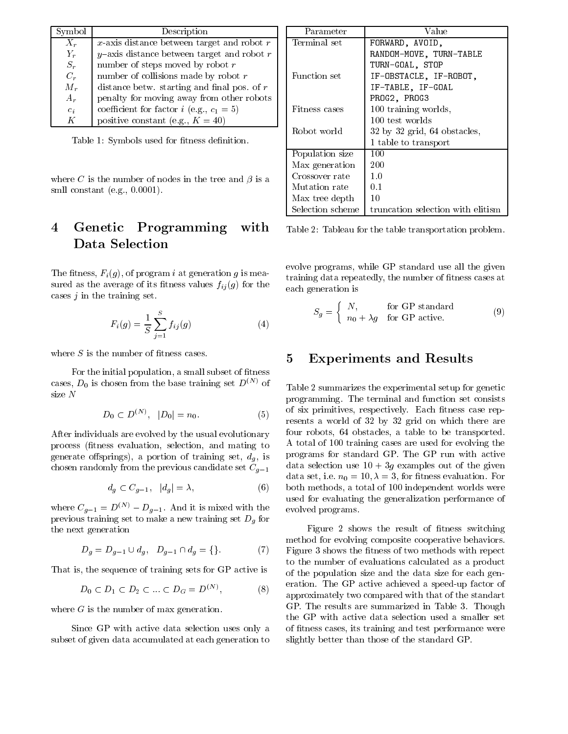| Symbol | Description |
|---|---|
| $X_r$ | $x$-axis distance between target and robot $r$ |
| $Y_r$ | $y$-axis distance between target and robot $r$ |
| $S_r$ | number of steps moved by robot $r$ |
| $C_r$ | number of collisions made by robot $r$ |
| $M_r$ | distance betw. starting and final pos. of $r$ |
| $A_r$ | penalty for moving away from other robots |
| $c_i$ | coefficient for factor $i$ (e.g., $c_1 = 5$) |
| $K$ | positive constant (e.g., $K = 40$) |

Table 1: Symbols used for fitness definition.

where $C$ is the number of nodes in the tree and $\beta$ is a smll constant (e.g., 0.0001).

# 4 Genetic Programming with Data Selection

The fitness, $F_i(g)$, of program $i$ at generation $g$ is measured as the average of its fitness values $f_{ij}(g)$ for the cases $j$ in the training set.

$$F_i(g) = \frac{1}{S} \sum_{j=1}^{S} f_{ij}(g) \tag{4}$$

where $S$ is the number of fitness cases.

For the initial population, a small subset of fitness cases, $D_0$ is chosen from the base training set $D^{(N)}$ of size $N$

$$D_0 \subset D^{(N)}, \quad |D_0| = n_0. \tag{5}$$

After individuals are evolved by the usual evolutionary process (fitness evaluation, selection, and mating to generate offsprings), a portion of training set, $d_g$, is chosen randomly from the previous candidate set $C_{g-1}$

$$d_g \subset C_{g-1}, \quad |d_g| = \lambda, \tag{6}$$

where $C_{g-1} = D^{(N)} - D_{g-1}$. And it is mixed with the previous training set to make a new training set $D_g$ for the next generation

$$D_g = D_{g-1} \cup d_g, \quad D_{g-1} \cap d_g = \{\}. \tag{7}$$

That is, the sequence of training sets for GP active is

$$D_0 \subset D_1 \subset D_2 \subset ... \subset D_G = D^{(N)}, \tag{8}$$

where $G$ is the number of max generation.

Since GP with active data selection uses only a subset of given data accumulated at each generation to evolve programs, while GP standard use all the given training data repeatedly, the number of fitness cases at each generation is

$$S_g = \begin{cases} N, & \text{for GP standard} \\ n_0 + \lambda g & \text{for GP active.} \end{cases} \tag{9}$$

| Parameter | Value |
|---|---|
| Terminal set | FORWARD, AVOID, RANDOM-MOVE, TURN-TABLE TURN-GOAL, STOP |
| Function set | IF-OBSTACLE, IF-ROBOT, IF-TABLE, IF-GOAL PROG2, PROG3 |
| Fitness cases | 100 training worlds, 100 test worlds |
| Robot world | 32 by 32 grid, 64 obstacles, 1 table to transport |
| Population size | 100 |
| Max generation | 200 |
| Crossover rate | 1.0 |
| Mutation rate | 0.1 |
| Max tree depth | 10 |
| Selection scheme | truncation selection with elitism |

Table 2: Tableau for the table transportation problem.

# 5 Experiments and Results

Table 2 summarizes the experimental setup for genetic programming. The terminal and function set consists of six primitives, respectively. Each fitness case represents a world of 32 by 32 grid on which there are four robots, 64 obstacles, a table to be transported. A total of 100 training cases are used for evolving the programs for standard GP. The GP run with active data selection use $10 + 3g$ examples out of the given data set, i.e. $n_0 = 10, \lambda = 3$, for fitness evaluation. For both methods, a total of 100 independent worlds were used for evaluating the generalization performance of evolved programs.

Figure 2 shows the result of fitness switching method for evolving composite cooperative behaviors. Figure 3 shows the fitness of two methods with repect to the number of evaluations calculated as a product of the population size and the data size for each generation. The GP active achieved a speed-up factor of approximately two compared with that of the standart GP. The results are summarized in Table 3. Though the GP with active data selection used a smaller set of fitness cases, its training and test performance were slightly better than those of the standard GP.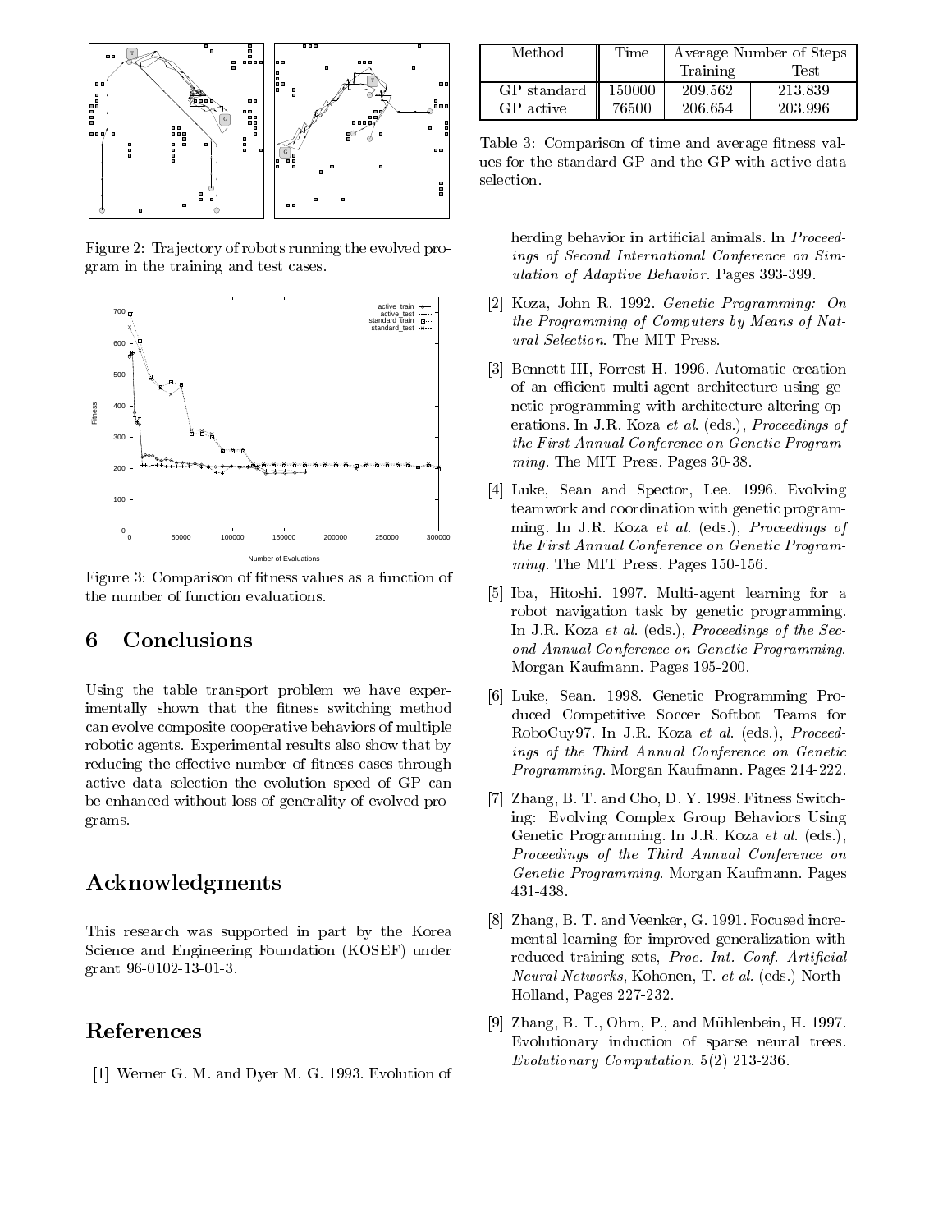Figure 2: Trajectory of robots running the evolved program in the training and test cases.

Fitness

Number of Evaluations

active_train
active_test
standard_train
standard_test

0
100
200
300
400
500
600
700

0
50000
100000
150000
200000
250000
300000

Figure 3: Comparison of fitness values as a function of the number of function evaluations.

## 6 Conclusions

Using the table transport problem we have experimentally shown that the fitness switching method can evolve composite cooperative behaviors of multiple robotic agents. Experimental results also show that by reducing the effective number of fitness cases through active data selection the evolution speed of GP can be enhanced without loss of generality of evolved programs.

## Acknowledgments

This research was supported in part by the Korea Science and Engineering Foundation (KOSEF) under grant 96-0102-13-01-3.

## References

[1] Werner G. M. and Dyer M. G. 1993. Evolution of herding behavior in artificial animals. In *Proceedings of Second International Conference on Simulation of Adaptive Behavior*. Pages 393-399.

[2] Koza, John R. 1992. *Genetic Programming: On the Programming of Computers by Means of Natural Selection*. The MIT Press.

[3] Bennett III, Forrest H. 1996. Automatic creation of an efficient multi-agent architecture using genetic programming with architecture-altering operations. In J.R. Koza *et al.* (eds.), *Proceedings of the First Annual Conference on Genetic Programming*. The MIT Press. Pages 30-38.

[4] Luke, Sean and Spector, Lee. 1996. Evolving teamwork and coordination with genetic programming. In J.R. Koza *et al.* (eds.), *Proceedings of the First Annual Conference on Genetic Programming*. The MIT Press. Pages 150-156.

[5] Iba, Hitoshi. 1997. Multi-agent learning for a robot navigation task by genetic programming. In J.R. Koza *et al.* (eds.), *Proceedings of the Second Annual Conference on Genetic Programming*. Morgan Kaufmann. Pages 195-200.

[6] Luke, Sean. 1998. Genetic Programming Produced Competitive Soccer Softbot Teams for RoboCuy97. In J.R. Koza *et al.* (eds.), *Proceedings of the Third Annual Conference on Genetic Programming*. Morgan Kaufmann. Pages 214-222.

[7] Zhang, B. T. and Cho, D. Y. 1998. Fitness Switching: Evolving Complex Group Behaviors Using Genetic Programming. In J.R. Koza *et al.* (eds.), *Proceedings of the Third Annual Conference on Genetic Programming*. Morgan Kaufmann. Pages 431-438.

[8] Zhang, B. T. and Veenker, G. 1991. Focused incremental learning for improved generalization with reduced training sets, *Proc. Int. Conf. Artificial Neural Networks*, Kohonen, T. *et al.* (eds.) North-Holland, Pages 227-232.

[9] Zhang, B. T., Ohm, P., and Mühlenbein, H. 1997. Evolutionary induction of sparse neural trees. *Evolutionary Computation*. 5(2) 213-236.

| Method | Time | Average Number of Steps | |
|---|---|---|---|
| | | Training | Test |
| GP standard | 150000 | 209.562 | 213.839 |
| GP active | 76500 | 206.654 | 203.996 |

Table 3: Comparison of time and average fitness values for the standard GP and the GP with active data selection.